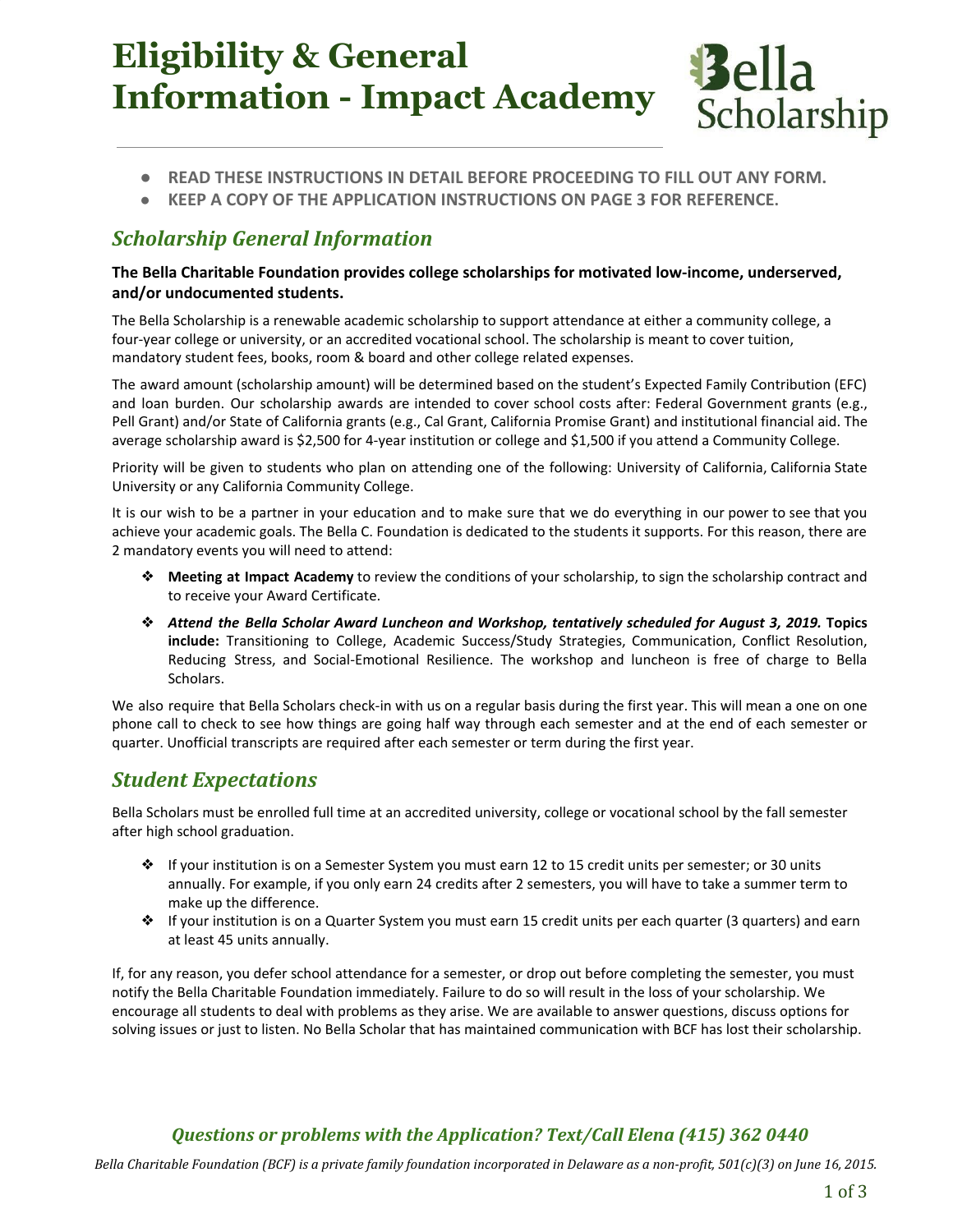# Eligibility & General Information - Impact Academy

Bella Scholarship

- **READ THESE INSTRUCTIONS IN DETAIL BEFORE PROCEEDING TO FILL OUT ANY FORM.**
- **KEEP A COPY OF THE APPLICATION INSTRUCTIONS ON PAGE 3 FOR REFERENCE.**

## *Scholarship General Information*

**The Bella Charitable Foundation provides college scholarships for motivated low-income, underserved, and/or undocumented students.**

The Bella Scholarship is a renewable academic scholarship to support attendance at either a community college, a four-year college or university, or an accredited vocational school. The scholarship is meant to cover tuition, mandatory student fees, books, room & board and other college related expenses.

The award amount (scholarship amount) will be determined based on the student's Expected Family Contribution (EFC) and loan burden. Our scholarship awards are intended to cover school costs after: Federal Government grants (e.g., Pell Grant) and/or State of California grants (e.g., Cal Grant, California Promise Grant) and institutional financial aid. The average scholarship award is $2,500 for 4-year institution or college and $1,500 if you attend a Community College.

Priority will be given to students who plan on attending one of the following: University of California, California State University or any California Community College.

It is our wish to be a partner in your education and to make sure that we do everything in our power to see that you achieve your academic goals. The Bella C. Foundation is dedicated to the students it supports. For this reason, there are 2 mandatory events you will need to attend:

- **Meeting at Impact Academy** to review the conditions of your scholarship, to sign the scholarship contract and to receive your Award Certificate.
- ***Attend the Bella Scholar Award Luncheon and Workshop, tentatively scheduled for August 3, 2019.*** **Topics include:** Transitioning to College, Academic Success/Study Strategies, Communication, Conflict Resolution, Reducing Stress, and Social-Emotional Resilience. The workshop and luncheon is free of charge to Bella Scholars.

We also require that Bella Scholars check-in with us on a regular basis during the first year. This will mean a one on one phone call to check to see how things are going half way through each semester and at the end of each semester or quarter. Unofficial transcripts are required after each semester or term during the first year.

## *Student Expectations*

Bella Scholars must be enrolled full time at an accredited university, college or vocational school by the fall semester after high school graduation.

- If your institution is on a Semester System you must earn 12 to 15 credit units per semester; or 30 units annually. For example, if you only earn 24 credits after 2 semesters, you will have to take a summer term to make up the difference.
- If your institution is on a Quarter System you must earn 15 credit units per each quarter (3 quarters) and earn at least 45 units annually.

If, for any reason, you defer school attendance for a semester, or drop out before completing the semester, you must notify the Bella Charitable Foundation immediately. Failure to do so will result in the loss of your scholarship. We encourage all students to deal with problems as they arise. We are available to answer questions, discuss options for solving issues or just to listen. No Bella Scholar that has maintained communication with BCF has lost their scholarship.

***Questions or problems with the Application? Text/Call Elena (415) 362 0440***

*Bella Charitable Foundation (BCF) is a private family foundation incorporated in Delaware as a non-profit, 501(c)(3) on June 16, 2015.*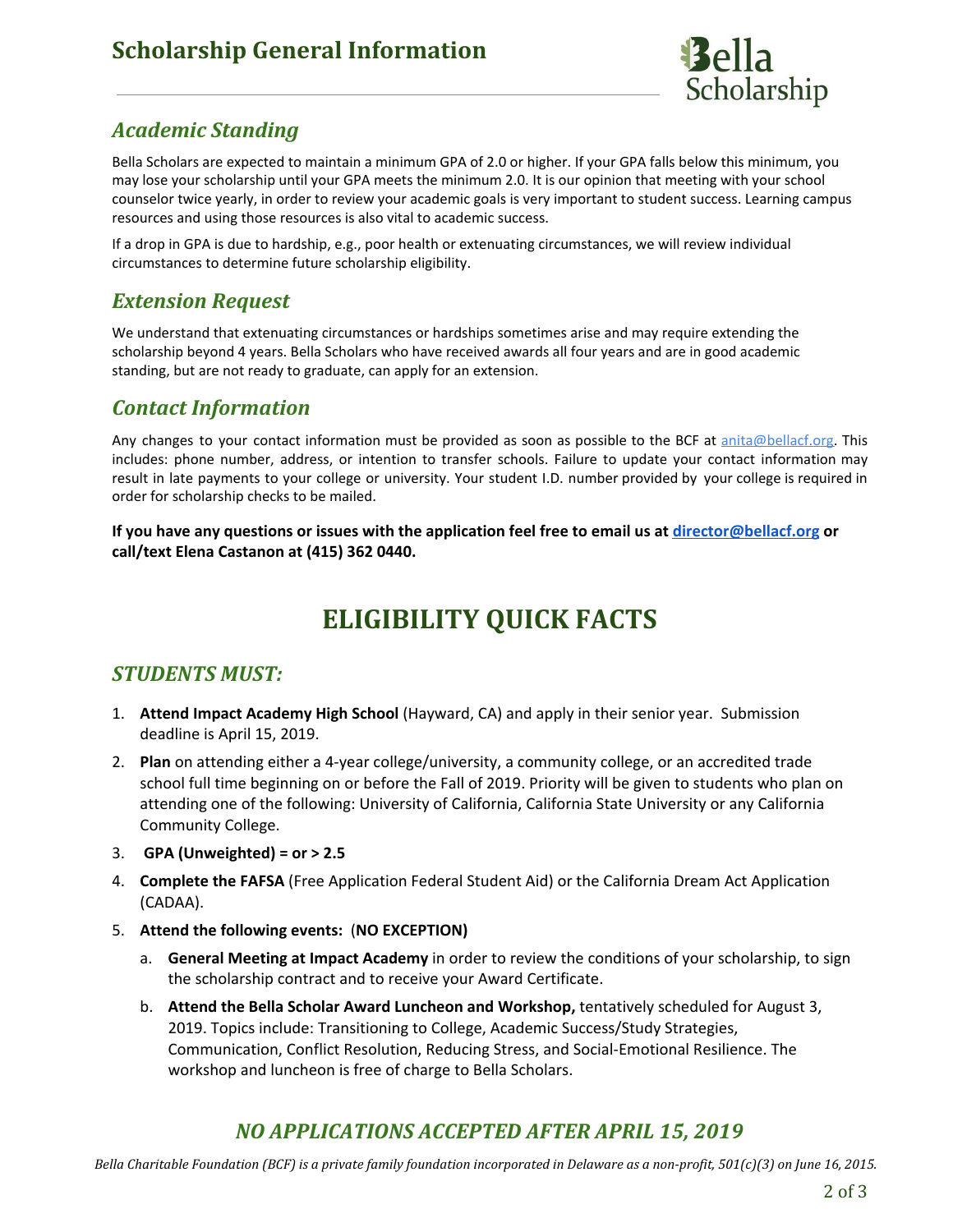# Scholarship General Information

## *Academic Standing*

Bella Scholars are expected to maintain a minimum GPA of 2.0 or higher. If your GPA falls below this minimum, you may lose your scholarship until your GPA meets the minimum 2.0. It is our opinion that meeting with your school counselor twice yearly, in order to review your academic goals is very important to student success. Learning campus resources and using those resources is also vital to academic success.

If a drop in GPA is due to hardship, e.g., poor health or extenuating circumstances, we will review individual circumstances to determine future scholarship eligibility.

## *Extension Request*

We understand that extenuating circumstances or hardships sometimes arise and may require extending the scholarship beyond 4 years. Bella Scholars who have received awards all four years and are in good academic standing, but are not ready to graduate, can apply for an extension.

## *Contact Information*

Any changes to your contact information must be provided as soon as possible to the BCF at anita@bellacf.org. This includes: phone number, address, or intention to transfer schools. Failure to update your contact information may result in late payments to your college or university. Your student I.D. number provided by your college is required in order for scholarship checks to be mailed.

**If you have any questions or issues with the application feel free to email us at director@bellacf.org or call/text Elena Castanon at (415) 362 0440.**

# ELIGIBILITY QUICK FACTS

## *STUDENTS MUST:*

1. **Attend Impact Academy High School** (Hayward, CA) and apply in their senior year. Submission deadline is April 15, 2019.
2. **Plan** on attending either a 4-year college/university, a community college, or an accredited trade school full time beginning on or before the Fall of 2019. Priority will be given to students who plan on attending one of the following: University of California, California State University or any California Community College.
3. **GPA (Unweighted) = or > 2.5**
4. **Complete the FAFSA** (Free Application Federal Student Aid) or the California Dream Act Application (CADAA).
5. **Attend the following events:** (**NO EXCEPTION)**
   a. **General Meeting at Impact Academy** in order to review the conditions of your scholarship, to sign the scholarship contract and to receive your Award Certificate.
   b. **Attend the Bella Scholar Award Luncheon and Workshop,** tentatively scheduled for August 3, 2019. Topics include: Transitioning to College, Academic Success/Study Strategies, Communication, Conflict Resolution, Reducing Stress, and Social-Emotional Resilience. The workshop and luncheon is free of charge to Bella Scholars.

## *NO APPLICATIONS ACCEPTED AFTER APRIL 15, 2019*

*Bella Charitable Foundation (BCF) is a private family foundation incorporated in Delaware as a non-profit, 501(c)(3) on June 16, 2015.*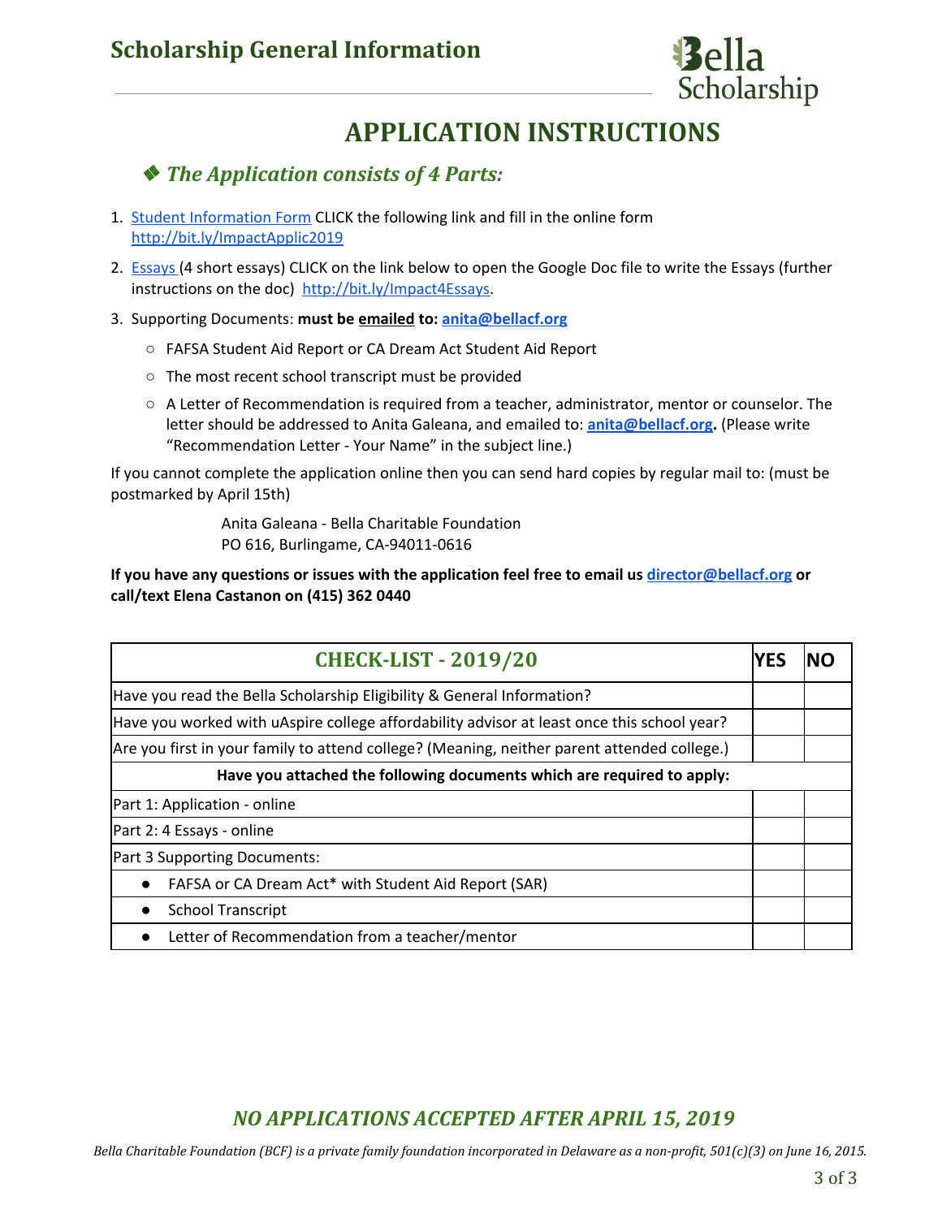# APPLICATION INSTRUCTIONS

## ❖ *The Application consists of 4 Parts:*

1. Student Information Form CLICK the following link and fill in the online form http://bit.ly/ImpactApplic2019
2. Essays (4 short essays) CLICK on the link below to open the Google Doc file to write the Essays (further instructions on the doc) http://bit.ly/Impact4Essays.
3. Supporting Documents: **must be emailed to: anita@bellacf.org**
   - FAFSA Student Aid Report or CA Dream Act Student Aid Report
   - The most recent school transcript must be provided
   - A Letter of Recommendation is required from a teacher, administrator, mentor or counselor. The letter should be addressed to Anita Galeana, and emailed to: **anita@bellacf.org.** (Please write "Recommendation Letter - Your Name" in the subject line.)

If you cannot complete the application online then you can send hard copies by regular mail to: (must be postmarked by April 15th)

Anita Galeana - Bella Charitable Foundation
PO 616, Burlingame, CA-94011-0616

**If you have any questions or issues with the application feel free to email us director@bellacf.org or call/text Elena Castanon on (415) 362 0440**

| CHECK-LIST - 2019/20 | YES | NO |
|---|---|---|
| Have you read the Bella Scholarship Eligibility & General Information? | | |
| Have you worked with uAspire college affordability advisor at least once this school year? | | |
| Are you first in your family to attend college? (Meaning, neither parent attended college.) | | |
| **Have you attached the following documents which are required to apply:** | | |
| Part 1: Application - online | | |
| Part 2: 4 Essays - online | | |
| Part 3 Supporting Documents: | | |
| • FAFSA or CA Dream Act* with Student Aid Report (SAR) | | |
| • School Transcript | | |
| • Letter of Recommendation from a teacher/mentor | | |

## *NO APPLICATIONS ACCEPTED AFTER APRIL 15, 2019*

*Bella Charitable Foundation (BCF) is a private family foundation incorporated in Delaware as a non-profit, 501(c)(3) on June 16, 2015.*